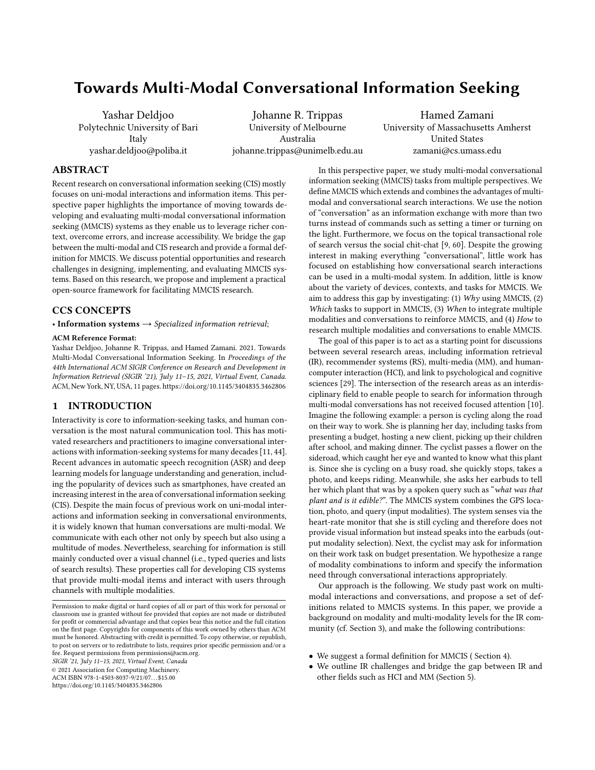# Towards Multi-Modal Conversational Information Seeking

Yashar Deldjoo
Polytechnic University of Bari
Italy
yashar.deldjoo@poliba.it

Johanne R. Trippas
University of Melbourne
Australia
johanne.trippas@unimelb.edu.au

Hamed Zamani
University of Massachusetts Amherst
United States
zamani@cs.umass.edu

## ABSTRACT

Recent research on conversational information seeking (CIS) mostly focuses on uni-modal interactions and information items. This perspective paper highlights the importance of moving towards developing and evaluating multi-modal conversational information seeking (MMCIS) systems as they enable us to leverage richer context, overcome errors, and increase accessibility. We bridge the gap between the multi-modal and CIS research and provide a formal definition for MMCIS. We discuss potential opportunities and research challenges in designing, implementing, and evaluating MMCIS systems. Based on this research, we propose and implement a practical open-source framework for facilitating MMCIS research.

## CCS CONCEPTS

• **Information systems** → *Specialized information retrieval*;

**ACM Reference Format:**
Yashar Deldjoo, Johanne R. Trippas, and Hamed Zamani. 2021. Towards Multi-Modal Conversational Information Seeking. In *Proceedings of the 44th International ACM SIGIR Conference on Research and Development in Information Retrieval (SIGIR '21), July 11–15, 2021, Virtual Event, Canada.* ACM, New York, NY, USA, 11 pages. https://doi.org/10.1145/3404835.3462806

## 1 INTRODUCTION

Interactivity is core to information-seeking tasks, and human conversation is the most natural communication tool. This has motivated researchers and practitioners to imagine conversational interactions with information-seeking systems for many decades [11, 44]. Recent advances in automatic speech recognition (ASR) and deep learning models for language understanding and generation, including the popularity of devices such as smartphones, have created an increasing interest in the area of conversational information seeking (CIS). Despite the main focus of previous work on uni-modal interactions and information seeking in conversational environments, it is widely known that human conversations are multi-modal. We communicate with each other not only by speech but also using a multitude of modes. Nevertheless, searching for information is still mainly conducted over a visual channel (i.e., typed queries and lists of search results). These properties call for developing CIS systems that provide multi-modal items and interact with users through channels with multiple modalities.

In this perspective paper, we study multi-modal conversational information seeking (MMCIS) tasks from multiple perspectives. We define MMCIS which extends and combines the advantages of multi-modal and conversational search interactions. We use the notion of "conversation" as an information exchange with more than two turns instead of commands such as setting a timer or turning on the light. Furthermore, we focus on the topical transactional role of search versus the social chit-chat [9, 60]. Despite the growing interest in making everything "conversational", little work has focused on establishing how conversational search interactions can be used in a multi-modal system. In addition, little is know about the variety of devices, contexts, and tasks for MMCIS. We aim to address this gap by investigating: (1) *Why* using MMCIS, (2) *Which* tasks to support in MMCIS, (3) *When* to integrate multiple modalities and conversations to reinforce MMCIS, and (4) *How* to research multiple modalities and conversations to enable MMCIS.

The goal of this paper is to act as a starting point for discussions between several research areas, including information retrieval (IR), recommender systems (RS), multi-media (MM), and human-computer interaction (HCI), and link to psychological and cognitive sciences [29]. The intersection of the research areas as an interdisciplinary field to enable people to search for information through multi-modal conversations has not received focused attention [10]. Imagine the following example: a person is cycling along the road on their way to work. She is planning her day, including tasks from presenting a budget, hosting a new client, picking up their children after school, and making dinner. The cyclist passes a flower on the sideroad, which caught her eye and wanted to know what this plant is. Since she is cycling on a busy road, she quickly stops, takes a photo, and keeps riding. Meanwhile, she asks her earbuds to tell her which plant that was by a spoken query such as "*what was that plant and is it edible?*". The MMCIS system combines the GPS location, photo, and query (input modalities). The system senses via the heart-rate monitor that she is still cycling and therefore does not provide visual information but instead speaks into the earbuds (output modality selection). Next, the cyclist may ask for information on their work task on budget presentation. We hypothesize a range of modality combinations to inform and specify the information need through conversational interactions appropriately.

Our approach is the following. We study past work on multi-modal interactions and conversations, and propose a set of definitions related to MMCIS systems. In this paper, we provide a background on modality and multi-modality levels for the IR community (cf. Section 3), and make the following contributions:

- We suggest a formal definition for MMCIS ( Section 4).
- We outline IR challenges and bridge the gap between IR and other fields such as HCI and MM (Section 5).

Permission to make digital or hard copies of all or part of this work for personal or classroom use is granted without fee provided that copies are not made or distributed for profit or commercial advantage and that copies bear this notice and the full citation on the first page. Copyrights for components of this work owned by others than ACM must be honored. Abstracting with credit is permitted. To copy otherwise, or republish, to post on servers or to redistribute to lists, requires prior specific permission and/or a fee. Request permissions from permissions@acm.org.
*SIGIR '21, July 11–15, 2021, Virtual Event, Canada*
© 2021 Association for Computing Machinery.
ACM ISBN 978-1-4503-8037-9/21/07...$15.00
https://doi.org/10.1145/3404835.3462806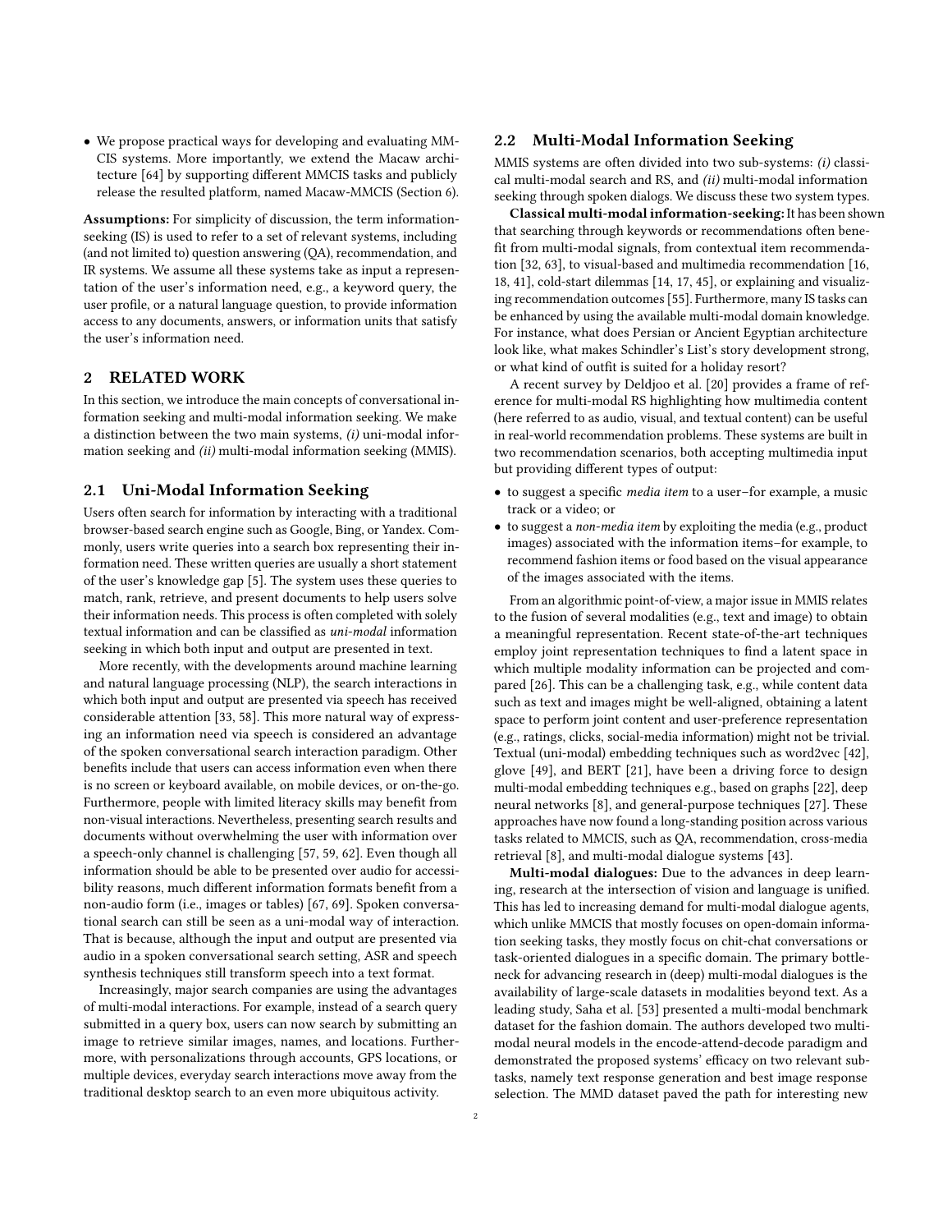- We propose practical ways for developing and evaluating MMCIS systems. More importantly, we extend the Macaw architecture [64] by supporting different MMCIS tasks and publicly release the resulted platform, named Macaw-MMCIS (Section 6).

**Assumptions:** For simplicity of discussion, the term information-seeking (IS) is used to refer to a set of relevant systems, including (and not limited to) question answering (QA), recommendation, and IR systems. We assume all these systems take as input a representation of the user's information need, e.g., a keyword query, the user profile, or a natural language question, to provide information access to any documents, answers, or information units that satisfy the user's information need.

## 2 RELATED WORK

In this section, we introduce the main concepts of conversational information seeking and multi-modal information seeking. We make a distinction between the two main systems, *(i)* uni-modal information seeking and *(ii)* multi-modal information seeking (MMIS).

### 2.1 Uni-Modal Information Seeking

Users often search for information by interacting with a traditional browser-based search engine such as Google, Bing, or Yandex. Commonly, users write queries into a search box representing their information need. These written queries are usually a short statement of the user's knowledge gap [5]. The system uses these queries to match, rank, retrieve, and present documents to help users solve their information needs. This process is often completed with solely textual information and can be classified as *uni-modal* information seeking in which both input and output are presented in text.

More recently, with the developments around machine learning and natural language processing (NLP), the search interactions in which both input and output are presented via speech has received considerable attention [33, 58]. This more natural way of expressing an information need via speech is considered an advantage of the spoken conversational search interaction paradigm. Other benefits include that users can access information even when there is no screen or keyboard available, on mobile devices, or on-the-go. Furthermore, people with limited literacy skills may benefit from non-visual interactions. Nevertheless, presenting search results and documents without overwhelming the user with information over a speech-only channel is challenging [57, 59, 62]. Even though all information should be able to be presented over audio for accessibility reasons, much different information formats benefit from a non-audio form (i.e., images or tables) [67, 69]. Spoken conversational search can still be seen as a uni-modal way of interaction. That is because, although the input and output are presented via audio in a spoken conversational search setting, ASR and speech synthesis techniques still transform speech into a text format.

Increasingly, major search companies are using the advantages of multi-modal interactions. For example, instead of a search query submitted in a query box, users can now search by submitting an image to retrieve similar images, names, and locations. Furthermore, with personalizations through accounts, GPS locations, or multiple devices, everyday search interactions move away from the traditional desktop search to an even more ubiquitous activity.

### 2.2 Multi-Modal Information Seeking

MMIS systems are often divided into two sub-systems: *(i)* classical multi-modal search and RS, and *(ii)* multi-modal information seeking through spoken dialogs. We discuss these two system types.

**Classical multi-modal information-seeking:** It has been shown that searching through keywords or recommendations often benefit from multi-modal signals, from contextual item recommendation [32, 63], to visual-based and multimedia recommendation [16, 18, 41], cold-start dilemmas [14, 17, 45], or explaining and visualizing recommendation outcomes [55]. Furthermore, many IS tasks can be enhanced by using the available multi-modal domain knowledge. For instance, what does Persian or Ancient Egyptian architecture look like, what makes Schindler's List's story development strong, or what kind of outfit is suited for a holiday resort?

A recent survey by Deldjoo et al. [20] provides a frame of reference for multi-modal RS highlighting how multimedia content (here referred to as audio, visual, and textual content) can be useful in real-world recommendation problems. These systems are built in two recommendation scenarios, both accepting multimedia input but providing different types of output:

- to suggest a specific *media item* to a user–for example, a music track or a video; or
- to suggest a *non-media item* by exploiting the media (e.g., product images) associated with the information items–for example, to recommend fashion items or food based on the visual appearance of the images associated with the items.

From an algorithmic point-of-view, a major issue in MMIS relates to the fusion of several modalities (e.g., text and image) to obtain a meaningful representation. Recent state-of-the-art techniques employ joint representation techniques to find a latent space in which multiple modality information can be projected and compared [26]. This can be a challenging task, e.g., while content data such as text and images might be well-aligned, obtaining a latent space to perform joint content and user-preference representation (e.g., ratings, clicks, social-media information) might not be trivial. Textual (uni-modal) embedding techniques such as word2vec [42], glove [49], and BERT [21], have been a driving force to design multi-modal embedding techniques e.g., based on graphs [22], deep neural networks [8], and general-purpose techniques [27]. These approaches have now found a long-standing position across various tasks related to MMCIS, such as QA, recommendation, cross-media retrieval [8], and multi-modal dialogue systems [43].

**Multi-modal dialogues:** Due to the advances in deep learning, research at the intersection of vision and language is unified. This has led to increasing demand for multi-modal dialogue agents, which unlike MMCIS that mostly focuses on open-domain information seeking tasks, they mostly focus on chit-chat conversations or task-oriented dialogues in a specific domain. The primary bottleneck for advancing research in (deep) multi-modal dialogues is the availability of large-scale datasets in modalities beyond text. As a leading study, Saha et al. [53] presented a multi-modal benchmark dataset for the fashion domain. The authors developed two multi-modal neural models in the encode-attend-decode paradigm and demonstrated the proposed systems' efficacy on two relevant subtasks, namely text response generation and best image response selection. The MMD dataset paved the path for interesting new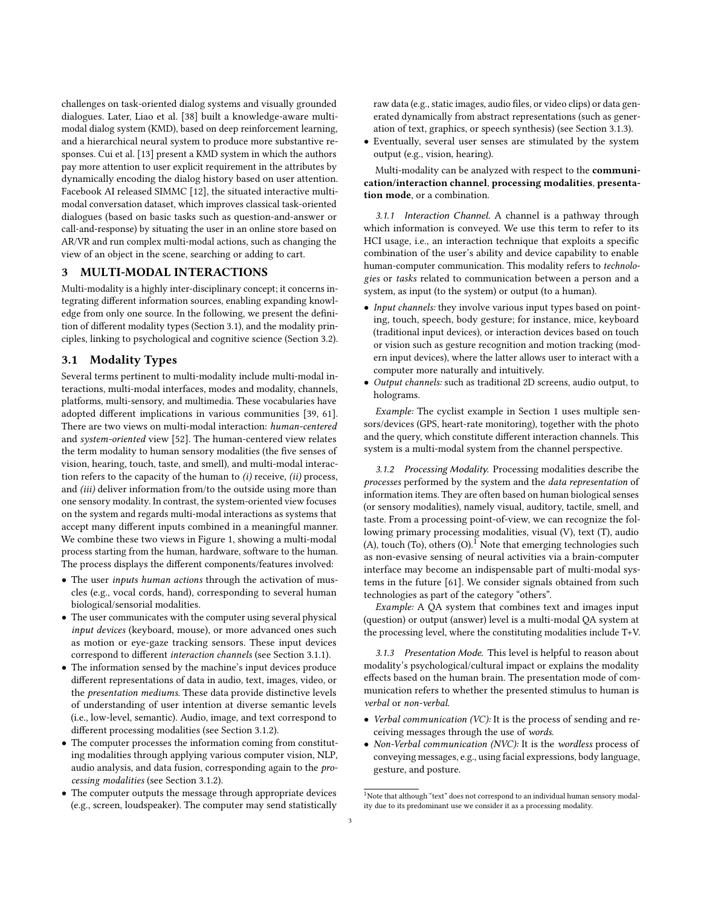challenges on task-oriented dialog systems and visually grounded dialogues. Later, Liao et al. [38] built a knowledge-aware multi-modal dialog system (KMD), based on deep reinforcement learning, and a hierarchical neural system to produce more substantive responses. Cui et al. [13] present a KMD system in which the authors pay more attention to user explicit requirement in the attributes by dynamically encoding the dialog history based on user attention. Facebook AI released SIMMC [12], the situated interactive multi-modal conversation dataset, which improves classical task-oriented dialogues (based on basic tasks such as question-and-answer or call-and-response) by situating the user in an online store based on AR/VR and run complex multi-modal actions, such as changing the view of an object in the scene, searching or adding to cart.

## 3 MULTI-MODAL INTERACTIONS

Multi-modality is a highly inter-disciplinary concept; it concerns integrating different information sources, enabling expanding knowledge from only one source. In the following, we present the definition of different modality types (Section 3.1), and the modality principles, linking to psychological and cognitive science (Section 3.2).

### 3.1 Modality Types

Several terms pertinent to multi-modality include multi-modal interactions, multi-modal interfaces, modes and modality, channels, platforms, multi-sensory, and multimedia. These vocabularies have adopted different implications in various communities [39, 61]. There are two views on multi-modal interaction: *human-centered* and *system-oriented* view [52]. The human-centered view relates the term modality to human sensory modalities (the five senses of vision, hearing, touch, taste, and smell), and multi-modal interaction refers to the capacity of the human to *(i)* receive, *(ii)* process, and *(iii)* deliver information from/to the outside using more than one sensory modality. In contrast, the system-oriented view focuses on the system and regards multi-modal interactions as systems that accept many different inputs combined in a meaningful manner. We combine these two views in Figure 1, showing a multi-modal process starting from the human, hardware, software to the human. The process displays the different components/features involved:

- The user *inputs human actions* through the activation of muscles (e.g., vocal cords, hand), corresponding to several human biological/sensorial modalities.
- The user communicates with the computer using several physical *input devices* (keyboard, mouse), or more advanced ones such as motion or eye-gaze tracking sensors. These input devices correspond to different *interaction channels* (see Section 3.1.1).
- The information sensed by the machine's input devices produce different representations of data in audio, text, images, video, or the *presentation mediums*. These data provide distinctive levels of understanding of user intention at diverse semantic levels (i.e., low-level, semantic). Audio, image, and text correspond to different processing modalities (see Section 3.1.2).
- The computer processes the information coming from constituting modalities through applying various computer vision, NLP, audio analysis, and data fusion, corresponding again to the *processing modalities* (see Section 3.1.2).
- The computer outputs the message through appropriate devices (e.g., screen, loudspeaker). The computer may send statistically raw data (e.g., static images, audio files, or video clips) or data generated dynamically from abstract representations (such as generation of text, graphics, or speech synthesis) (see Section 3.1.3).
- Eventually, several user senses are stimulated by the system output (e.g., vision, hearing).

Multi-modality can be analyzed with respect to the **communication/interaction channel**, **processing modalities**, **presentation mode**, or a combination.

#### 3.1.1 Interaction Channel.

A channel is a pathway through which information is conveyed. We use this term to refer to its HCI usage, i.e., an interaction technique that exploits a specific combination of the user's ability and device capability to enable human-computer communication. This modality refers to *technologies* or *tasks* related to communication between a person and a system, as input (to the system) or output (to a human).

- *Input channels:* they involve various input types based on pointing, touch, speech, body gesture; for instance, mice, keyboard (traditional input devices), or interaction devices based on touch or vision such as gesture recognition and motion tracking (modern input devices), where the latter allows user to interact with a computer more naturally and intuitively.
- *Output channels:* such as traditional 2D screens, audio output, to holograms.

*Example:* The cyclist example in Section 1 uses multiple sensors/devices (GPS, heart-rate monitoring), together with the photo and the query, which constitute different interaction channels. This system is a multi-modal system from the channel perspective.

#### 3.1.2 Processing Modality.

Processing modalities describe the *processes* performed by the system and the *data representation* of information items. They are often based on human biological senses (or sensory modalities), namely visual, auditory, tactile, smell, and taste. From a processing point-of-view, we can recognize the following primary processing modalities, visual (V), text (T), audio (A), touch (To), others (O).[1] Note that emerging technologies such as non-evasive sensing of neural activities via a brain-computer interface may become an indispensable part of multi-modal systems in the future [61]. We consider signals obtained from such technologies as part of the category "others".

*Example:* A QA system that combines text and images input (question) or output (answer) level is a multi-modal QA system at the processing level, where the constituting modalities include T+V.

#### 3.1.3 Presentation Mode.

This level is helpful to reason about modality's psychological/cultural impact or explains the modality effects based on the human brain. The presentation mode of communication refers to whether the presented stimulus to human is *verbal* or *non-verbal*.

- *Verbal communication (VC):* It is the process of sending and receiving messages through the use of *words*.
- *Non-Verbal communication (NVC):* It is the *wordless* process of conveying messages, e.g., using facial expressions, body language, gesture, and posture.

[1] Note that although "text" does not correspond to an individual human sensory modality due to its predominant use we consider it as a processing modality.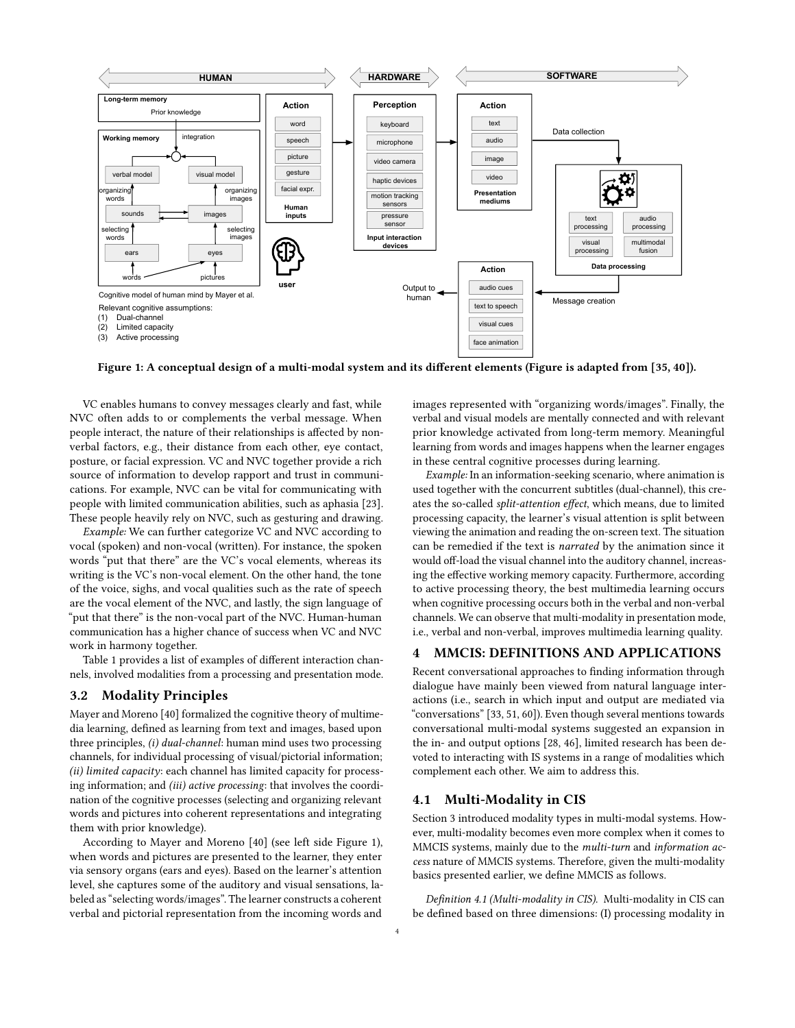Figure 1: A conceptual design of a multi-modal system and its different elements (Figure is adapted from [35, 40]).

VC enables humans to convey messages clearly and fast, while NVC often adds to or complements the verbal message. When people interact, the nature of their relationships is affected by non-verbal factors, e.g., their distance from each other, eye contact, posture, or facial expression. VC and NVC together provide a rich source of information to develop rapport and trust in communications. For example, NVC can be vital for communicating with people with limited communication abilities, such as aphasia [23]. These people heavily rely on NVC, such as gesturing and drawing.

*Example:* We can further categorize VC and NVC according to vocal (spoken) and non-vocal (written). For instance, the spoken words "put that there" are the VC's vocal elements, whereas its writing is the VC's non-vocal element. On the other hand, the tone of the voice, sighs, and vocal qualities such as the rate of speech are the vocal element of the NVC, and lastly, the sign language of "put that there" is the non-vocal part of the NVC. Human-human communication has a higher chance of success when VC and NVC work in harmony together.

Table 1 provides a list of examples of different interaction channels, involved modalities from a processing and presentation mode.

## 3.2 Modality Principles

Mayer and Moreno [40] formalized the cognitive theory of multimedia learning, defined as learning from text and images, based upon three principles, *(i) dual-channel*: human mind uses two processing channels, for individual processing of visual/pictorial information; *(ii) limited capacity*: each channel has limited capacity for processing information; and *(iii) active processing*: that involves the coordination of the cognitive processes (selecting and organizing relevant words and pictures into coherent representations and integrating them with prior knowledge).

According to Mayer and Moreno [40] (see left side Figure 1), when words and pictures are presented to the learner, they enter via sensory organs (ears and eyes). Based on the learner's attention level, she captures some of the auditory and visual sensations, labeled as "selecting words/images". The learner constructs a coherent verbal and pictorial representation from the incoming words and images represented with "organizing words/images". Finally, the verbal and visual models are mentally connected and with relevant prior knowledge activated from long-term memory. Meaningful learning from words and images happens when the learner engages in these central cognitive processes during learning.

*Example:* In an information-seeking scenario, where animation is used together with the concurrent subtitles (dual-channel), this creates the so-called *split-attention effect*, which means, due to limited processing capacity, the learner's visual attention is split between viewing the animation and reading the on-screen text. The situation can be remedied if the text is *narrated* by the animation since it would off-load the visual channel into the auditory channel, increasing the effective working memory capacity. Furthermore, according to active processing theory, the best multimedia learning occurs when cognitive processing occurs both in the verbal and non-verbal channels. We can observe that multi-modality in presentation mode, i.e., verbal and non-verbal, improves multimedia learning quality.

# 4 MMCIS: DEFINITIONS AND APPLICATIONS

Recent conversational approaches to finding information through dialogue have mainly been viewed from natural language interactions (i.e., search in which input and output are mediated via "conversations" [33, 51, 60]). Even though several mentions towards conversational multi-modal systems suggested an expansion in the in- and output options [28, 46], limited research has been devoted to interacting with IS systems in a range of modalities which complement each other. We aim to address this.

## 4.1 Multi-Modality in CIS

Section 3 introduced modality types in multi-modal systems. However, multi-modality becomes even more complex when it comes to MMCIS systems, mainly due to the *multi-turn* and *information access* nature of MMCIS systems. Therefore, given the multi-modality basics presented earlier, we define MMCIS as follows.

*Definition 4.1 (Multi-modality in CIS).* Multi-modality in CIS can be defined based on three dimensions: (I) processing modality in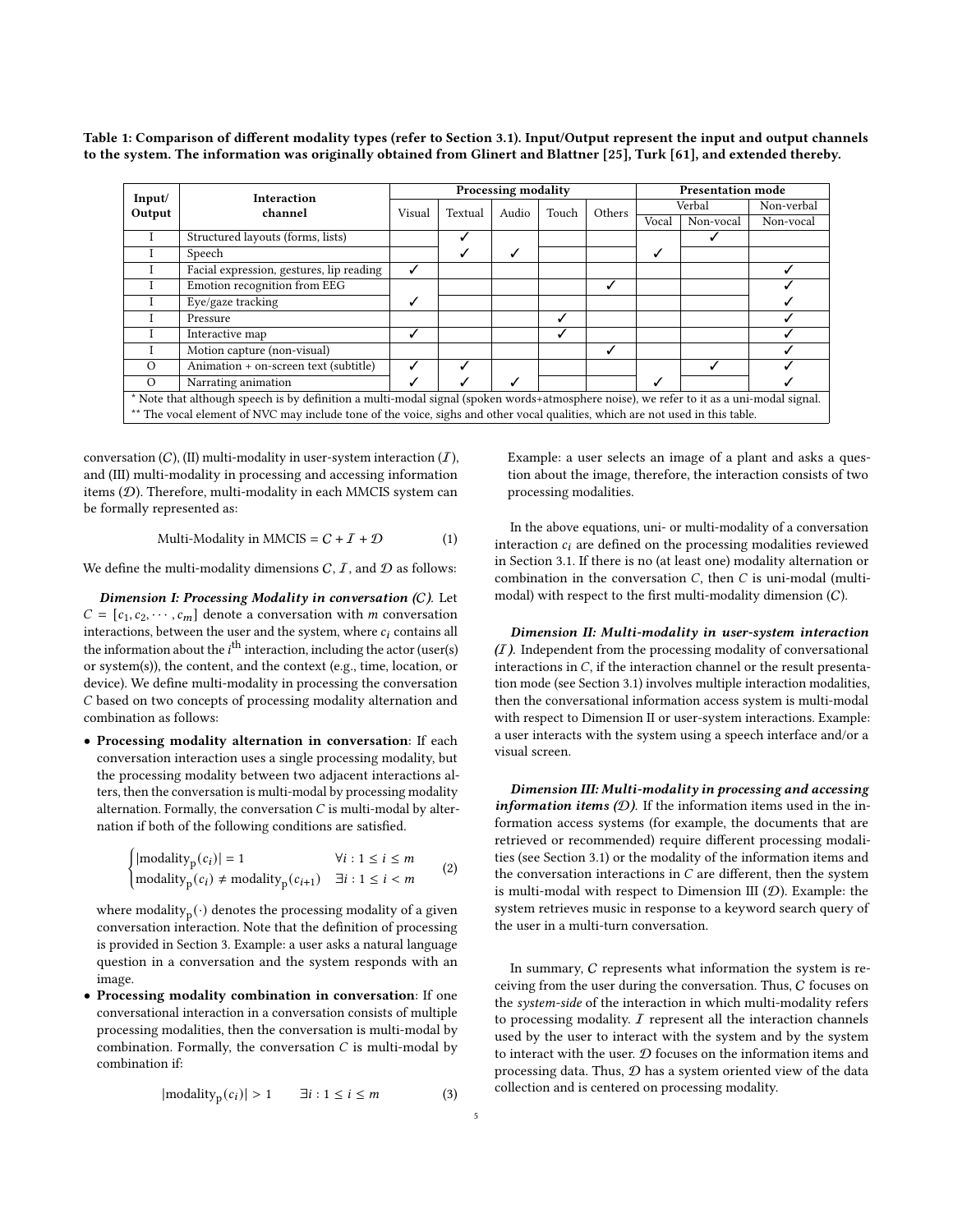Table 1: Comparison of different modality types (refer to Section 3.1). Input/Output represent the input and output channels to the system. The information was originally obtained from Glinert and Blattner [25], Turk [61], and extended thereby.

| Input/ Output | Interaction channel | Processing modality | | | | | Presentation mode | | |
|---|---|---|---|---|---|---|---|---|---|
| | | | | | | | Verbal | | Non-verbal |
| | | Visual | Textual | Audio | Touch | Others | Vocal | Non-vocal | Non-vocal |
| I | Structured layouts (forms, lists) | | ✓ | | | | | ✓ | |
| I | Speech | | ✓ | ✓ | | | ✓ | | |
| I | Facial expression, gestures, lip reading | ✓ | | | | | | | ✓ |
| I | Emotion recognition from EEG | | | | | ✓ | | | ✓ |
| I | Eye/gaze tracking | ✓ | | | | | | | ✓ |
| I | Pressure | | | | ✓ | | | | ✓ |
| I | Interactive map | ✓ | | | ✓ | | | | ✓ |
| I | Motion capture (non-visual) | | | | | ✓ | | | ✓ |
| O | Animation + on-screen text (subtitle) | ✓ | ✓ | | | | | ✓ | ✓ |
| O | Narrating animation | ✓ | ✓ | ✓ | | | ✓ | | ✓ |

\* Note that although speech is by definition a multi-modal signal (spoken words+atmosphere noise), we refer to it as a uni-modal signal.
\*\* The vocal element of NVC may include tone of the voice, sighs and other vocal qualities, which are not used in this table.

conversation ($\mathcal{C}$), (II) multi-modality in user-system interaction ($\mathcal{I}$), and (III) multi-modality in processing and accessing information items ($\mathcal{D}$). Therefore, multi-modality in each MMCIS system can be formally represented as:

$$\text{Multi-Modality in MMCIS} = \mathcal{C} + \mathcal{I} + \mathcal{D} \tag{1}$$

We define the multi-modality dimensions $\mathcal{C}$, $\mathcal{I}$, and $\mathcal{D}$ as follows:

***Dimension I: Processing Modality in conversation ($\mathcal{C}$).*** Let $C = [c_1, c_2, \cdots, c_m]$ denote a conversation with $m$ conversation interactions, between the user and the system, where $c_i$ contains all the information about the $i^{\text{th}}$ interaction, including the actor (user(s) or system(s)), the content, and the context (e.g., time, location, or device). We define multi-modality in processing the conversation $C$ based on two concepts of processing modality alternation and combination as follows:

- **Processing modality alternation in conversation**: If each conversation interaction uses a single processing modality, but the processing modality between two adjacent interactions alters, then the conversation is multi-modal by processing modality alternation. Formally, the conversation $C$ is multi-modal by alternation if both of the following conditions are satisfied.

$$\begin{cases} |\text{modality}_\text{p}(c_i)| = 1 & \forall i : 1 \leq i \leq m \\ \text{modality}_\text{p}(c_i) \neq \text{modality}_\text{p}(c_{i+1}) & \exists i : 1 \leq i < m \end{cases} \tag{2}$$

  where $\text{modality}_\text{p}(\cdot)$ denotes the processing modality of a given conversation interaction. Note that the definition of processing is provided in Section 3. Example: a user asks a natural language question in a conversation and the system responds with an image.
- **Processing modality combination in conversation**: If one conversational interaction in a conversation consists of multiple processing modalities, then the conversation is multi-modal by combination. Formally, the conversation $C$ is multi-modal by combination if:

$$|\text{modality}_\text{p}(c_i)| > 1 \qquad \exists i : 1 \leq i \leq m \tag{3}$$

  Example: a user selects an image of a plant and asks a question about the image, therefore, the interaction consists of two processing modalities.

In the above equations, uni- or multi-modality of a conversation interaction $c_i$ are defined on the processing modalities reviewed in Section 3.1. If there is no (at least one) modality alternation or combination in the conversation $C$, then $C$ is uni-modal (multi-modal) with respect to the first multi-modality dimension ($\mathcal{C}$).

***Dimension II: Multi-modality in user-system interaction ($\mathcal{I}$).*** Independent from the processing modality of conversational interactions in $C$, if the interaction channel or the result presentation mode (see Section 3.1) involves multiple interaction modalities, then the conversational information access system is multi-modal with respect to Dimension II or user-system interactions. Example: a user interacts with the system using a speech interface and/or a visual screen.

***Dimension III: Multi-modality in processing and accessing information items ($\mathcal{D}$).*** If the information items used in the information access systems (for example, the documents that are retrieved or recommended) require different processing modalities (see Section 3.1) or the modality of the information items and the conversation interactions in $C$ are different, then the system is multi-modal with respect to Dimension III ($\mathcal{D}$). Example: the system retrieves music in response to a keyword search query of the user in a multi-turn conversation.

In summary, $\mathcal{C}$ represents what information the system is receiving from the user during the conversation. Thus, $\mathcal{C}$ focuses on the *system-side* of the interaction in which multi-modality refers to processing modality. $\mathcal{I}$ represent all the interaction channels used by the user to interact with the system and by the system to interact with the user. $\mathcal{D}$ focuses on the information items and processing data. Thus, $\mathcal{D}$ has a system oriented view of the data collection and is centered on processing modality.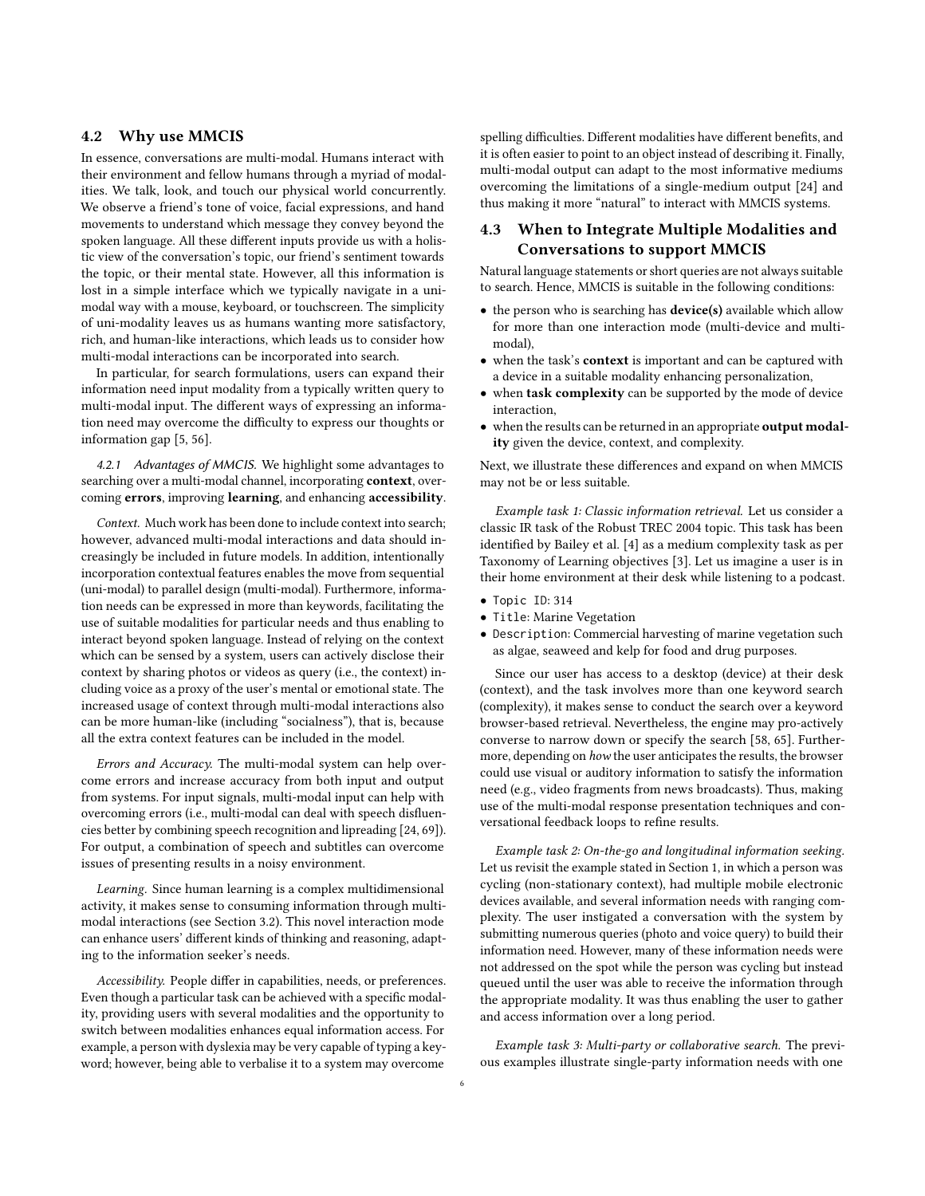## 4.2 Why use MMCIS

In essence, conversations are multi-modal. Humans interact with their environment and fellow humans through a myriad of modalities. We talk, look, and touch our physical world concurrently. We observe a friend's tone of voice, facial expressions, and hand movements to understand which message they convey beyond the spoken language. All these different inputs provide us with a holistic view of the conversation's topic, our friend's sentiment towards the topic, or their mental state. However, all this information is lost in a simple interface which we typically navigate in a uni-modal way with a mouse, keyboard, or touchscreen. The simplicity of uni-modality leaves us as humans wanting more satisfactory, rich, and human-like interactions, which leads us to consider how multi-modal interactions can be incorporated into search.

In particular, for search formulations, users can expand their information need input modality from a typically written query to multi-modal input. The different ways of expressing an information need may overcome the difficulty to express our thoughts or information gap [5, 56].

### 4.2.1 Advantages of MMCIS.

We highlight some advantages to searching over a multi-modal channel, incorporating **context**, overcoming **errors**, improving **learning**, and enhancing **accessibility**.

*Context.* Much work has been done to include context into search; however, advanced multi-modal interactions and data should increasingly be included in future models. In addition, intentionally incorporation contextual features enables the move from sequential (uni-modal) to parallel design (multi-modal). Furthermore, information needs can be expressed in more than keywords, facilitating the use of suitable modalities for particular needs and thus enabling to interact beyond spoken language. Instead of relying on the context which can be sensed by a system, users can actively disclose their context by sharing photos or videos as query (i.e., the context) including voice as a proxy of the user's mental or emotional state. The increased usage of context through multi-modal interactions also can be more human-like (including "socialness"), that is, because all the extra context features can be included in the model.

*Errors and Accuracy.* The multi-modal system can help overcome errors and increase accuracy from both input and output from systems. For input signals, multi-modal input can help with overcoming errors (i.e., multi-modal can deal with speech disfluencies better by combining speech recognition and lipreading [24, 69]). For output, a combination of speech and subtitles can overcome issues of presenting results in a noisy environment.

*Learning.* Since human learning is a complex multidimensional activity, it makes sense to consuming information through multi-modal interactions (see Section 3.2). This novel interaction mode can enhance users' different kinds of thinking and reasoning, adapting to the information seeker's needs.

*Accessibility.* People differ in capabilities, needs, or preferences. Even though a particular task can be achieved with a specific modality, providing users with several modalities and the opportunity to switch between modalities enhances equal information access. For example, a person with dyslexia may be very capable of typing a keyword; however, being able to verbalise it to a system may overcome spelling difficulties. Different modalities have different benefits, and it is often easier to point to an object instead of describing it. Finally, multi-modal output can adapt to the most informative mediums overcoming the limitations of a single-medium output [24] and thus making it more "natural" to interact with MMCIS systems.

## 4.3 When to Integrate Multiple Modalities and Conversations to support MMCIS

Natural language statements or short queries are not always suitable to search. Hence, MMCIS is suitable in the following conditions:

- the person who is searching has **device(s)** available which allow for more than one interaction mode (multi-device and multi-modal),
- when the task's **context** is important and can be captured with a device in a suitable modality enhancing personalization,
- when **task complexity** can be supported by the mode of device interaction,
- when the results can be returned in an appropriate **output modality** given the device, context, and complexity.

Next, we illustrate these differences and expand on when MMCIS may not be or less suitable.

*Example task 1: Classic information retrieval.* Let us consider a classic IR task of the Robust TREC 2004 topic. This task has been identified by Bailey et al. [4] as a medium complexity task as per Taxonomy of Learning objectives [3]. Let us imagine a user is in their home environment at their desk while listening to a podcast.

- `Topic ID`: 314
- `Title`: Marine Vegetation
- `Description`: Commercial harvesting of marine vegetation such as algae, seaweed and kelp for food and drug purposes.

Since our user has access to a desktop (device) at their desk (context), and the task involves more than one keyword search (complexity), it makes sense to conduct the search over a keyword browser-based retrieval. Nevertheless, the engine may pro-actively converse to narrow down or specify the search [58, 65]. Furthermore, depending on *how* the user anticipates the results, the browser could use visual or auditory information to satisfy the information need (e.g., video fragments from news broadcasts). Thus, making use of the multi-modal response presentation techniques and conversational feedback loops to refine results.

*Example task 2: On-the-go and longitudinal information seeking.* Let us revisit the example stated in Section 1, in which a person was cycling (non-stationary context), had multiple mobile electronic devices available, and several information needs with ranging complexity. The user instigated a conversation with the system by submitting numerous queries (photo and voice query) to build their information need. However, many of these information needs were not addressed on the spot while the person was cycling but instead queued until the user was able to receive the information through the appropriate modality. It was thus enabling the user to gather and access information over a long period.

*Example task 3: Multi-party or collaborative search.* The previous examples illustrate single-party information needs with one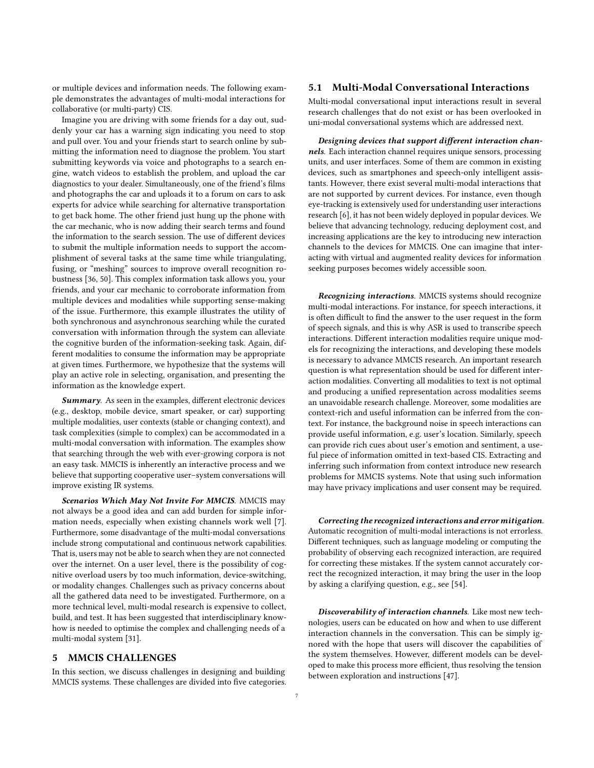or multiple devices and information needs. The following example demonstrates the advantages of multi-modal interactions for collaborative (or multi-party) CIS.

Imagine you are driving with some friends for a day out, suddenly your car has a warning sign indicating you need to stop and pull over. You and your friends start to search online by submitting the information need to diagnose the problem. You start submitting keywords via voice and photographs to a search engine, watch videos to establish the problem, and upload the car diagnostics to your dealer. Simultaneously, one of the friend's films and photographs the car and uploads it to a forum on cars to ask experts for advice while searching for alternative transportation to get back home. The other friend just hung up the phone with the car mechanic, who is now adding their search terms and found the information to the search session. The use of different devices to submit the multiple information needs to support the accomplishment of several tasks at the same time while triangulating, fusing, or "meshing" sources to improve overall recognition robustness [36, 50]. This complex information task allows you, your friends, and your car mechanic to corroborate information from multiple devices and modalities while supporting sense-making of the issue. Furthermore, this example illustrates the utility of both synchronous and asynchronous searching while the curated conversation with information through the system can alleviate the cognitive burden of the information-seeking task. Again, different modalities to consume the information may be appropriate at given times. Furthermore, we hypothesize that the systems will play an active role in selecting, organisation, and presenting the information as the knowledge expert.

***Summary*.** As seen in the examples, different electronic devices (e.g., desktop, mobile device, smart speaker, or car) supporting multiple modalities, user contexts (stable or changing context), and task complexities (simple to complex) can be accommodated in a multi-modal conversation with information. The examples show that searching through the web with ever-growing corpora is not an easy task. MMCIS is inherently an interactive process and we believe that supporting cooperative user–system conversations will improve existing IR systems.

***Scenarios Which May Not Invite For MMCIS*.** MMCIS may not always be a good idea and can add burden for simple information needs, especially when existing channels work well [7]. Furthermore, some disadvantage of the multi-modal conversations include strong computational and continuous network capabilities. That is, users may not be able to search when they are not connected over the internet. On a user level, there is the possibility of cognitive overload users by too much information, device-switching, or modality changes. Challenges such as privacy concerns about all the gathered data need to be investigated. Furthermore, on a more technical level, multi-modal research is expensive to collect, build, and test. It has been suggested that interdisciplinary know-how is needed to optimise the complex and challenging needs of a multi-modal system [31].

## 5 MMCIS CHALLENGES

In this section, we discuss challenges in designing and building MMCIS systems. These challenges are divided into five categories.

### 5.1 Multi-Modal Conversational Interactions

Multi-modal conversational input interactions result in several research challenges that do not exist or has been overlooked in uni-modal conversational systems which are addressed next.

***Designing devices that support different interaction channels*.** Each interaction channel requires unique sensors, processing units, and user interfaces. Some of them are common in existing devices, such as smartphones and speech-only intelligent assistants. However, there exist several multi-modal interactions that are not supported by current devices. For instance, even though eye-tracking is extensively used for understanding user interactions research [6], it has not been widely deployed in popular devices. We believe that advancing technology, reducing deployment cost, and increasing applications are the key to introducing new interaction channels to the devices for MMCIS. One can imagine that interacting with virtual and augmented reality devices for information seeking purposes becomes widely accessible soon.

***Recognizing interactions*.** MMCIS systems should recognize multi-modal interactions. For instance, for speech interactions, it is often difficult to find the answer to the user request in the form of speech signals, and this is why ASR is used to transcribe speech interactions. Different interaction modalities require unique models for recognizing the interactions, and developing these models is necessary to advance MMCIS research. An important research question is what representation should be used for different interaction modalities. Converting all modalities to text is not optimal and producing a unified representation across modalities seems an unavoidable research challenge. Moreover, some modalities are context-rich and useful information can be inferred from the context. For instance, the background noise in speech interactions can provide useful information, e.g. user's location. Similarly, speech can provide rich cues about user's emotion and sentiment, a useful piece of information omitted in text-based CIS. Extracting and inferring such information from context introduce new research problems for MMCIS systems. Note that using such information may have privacy implications and user consent may be required.

***Correcting the recognized interactions and error mitigation*.** Automatic recognition of multi-modal interactions is not errorless. Different techniques, such as language modeling or computing the probability of observing each recognized interaction, are required for correcting these mistakes. If the system cannot accurately correct the recognized interaction, it may bring the user in the loop by asking a clarifying question, e.g., see [54].

***Discoverability of interaction channels*.** Like most new technologies, users can be educated on how and when to use different interaction channels in the conversation. This can be simply ignored with the hope that users will discover the capabilities of the system themselves. However, different models can be developed to make this process more efficient, thus resolving the tension between exploration and instructions [47].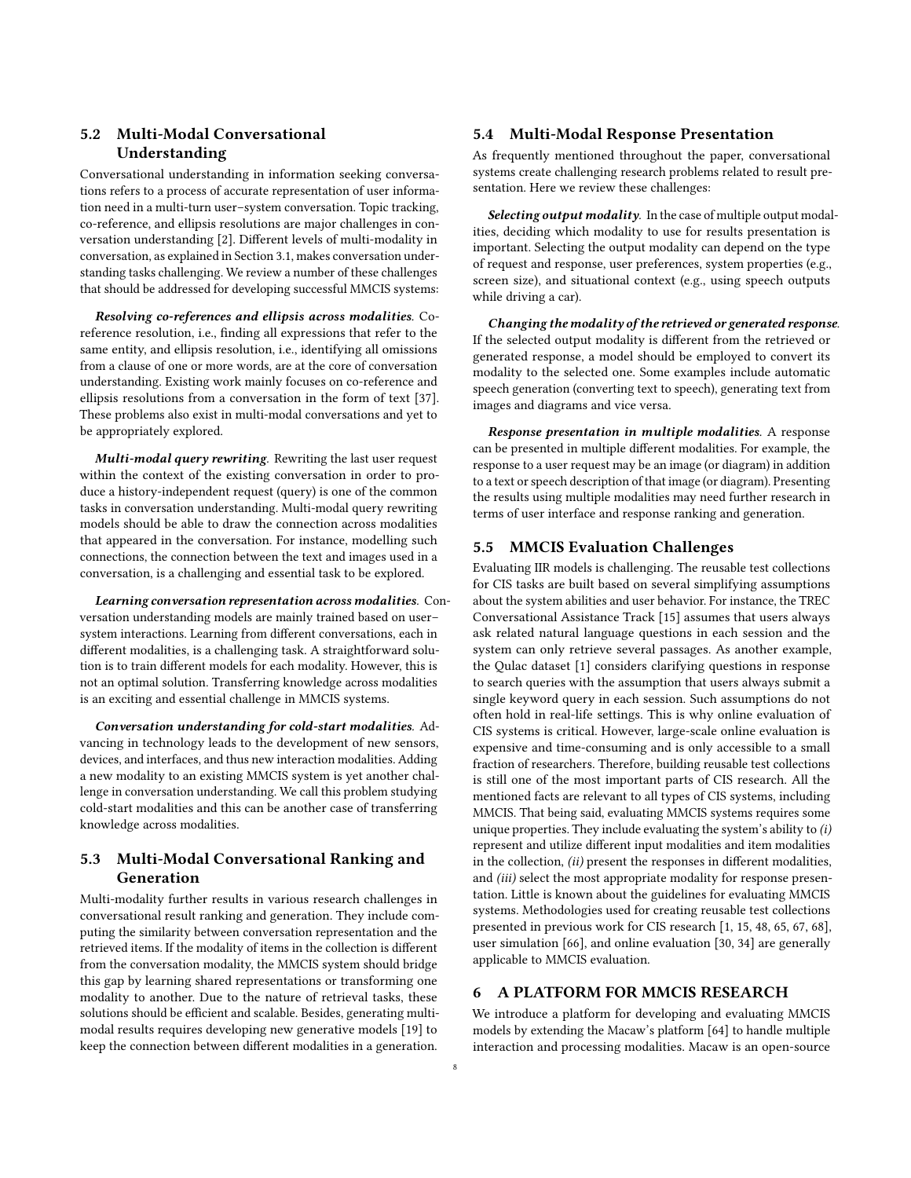### 5.2 Multi-Modal Conversational Understanding

Conversational understanding in information seeking conversations refers to a process of accurate representation of user information need in a multi-turn user–system conversation. Topic tracking, co-reference, and ellipsis resolutions are major challenges in conversation understanding [2]. Different levels of multi-modality in conversation, as explained in Section 3.1, makes conversation understanding tasks challenging. We review a number of these challenges that should be addressed for developing successful MMCIS systems:

***Resolving co-references and ellipsis across modalities.*** Co-reference resolution, i.e., finding all expressions that refer to the same entity, and ellipsis resolution, i.e., identifying all omissions from a clause of one or more words, are at the core of conversation understanding. Existing work mainly focuses on co-reference and ellipsis resolutions from a conversation in the form of text [37]. These problems also exist in multi-modal conversations and yet to be appropriately explored.

*Multi-modal query rewriting.* Rewriting the last user request within the context of the existing conversation in order to produce a history-independent request (query) is one of the common tasks in conversation understanding. Multi-modal query rewriting models should be able to draw the connection across modalities that appeared in the conversation. For instance, modelling such connections, the connection between the text and images used in a conversation, is a challenging and essential task to be explored.

*Learning conversation representation across modalities.* Conversation understanding models are mainly trained based on user–system interactions. Learning from different conversations, each in different modalities, is a challenging task. A straightforward solution is to train different models for each modality. However, this is not an optimal solution. Transferring knowledge across modalities is an exciting and essential challenge in MMCIS systems.

*Conversation understanding for cold-start modalities.* Advancing in technology leads to the development of new sensors, devices, and interfaces, and thus new interaction modalities. Adding a new modality to an existing MMCIS system is yet another challenge in conversation understanding. We call this problem studying cold-start modalities and this can be another case of transferring knowledge across modalities.

### 5.3 Multi-Modal Conversational Ranking and Generation

Multi-modality further results in various research challenges in conversational result ranking and generation. They include computing the similarity between conversation representation and the retrieved items. If the modality of items in the collection is different from the conversation modality, the MMCIS system should bridge this gap by learning shared representations or transforming one modality to another. Due to the nature of retrieval tasks, these solutions should be efficient and scalable. Besides, generating multi-modal results requires developing new generative models [19] to keep the connection between different modalities in a generation.

### 5.4 Multi-Modal Response Presentation

As frequently mentioned throughout the paper, conversational systems create challenging research problems related to result presentation. Here we review these challenges:

***Selecting output modality.*** In the case of multiple output modalities, deciding which modality to use for results presentation is important. Selecting the output modality can depend on the type of request and response, user preferences, system properties (e.g., screen size), and situational context (e.g., using speech outputs while driving a car).

***Changing the modality of the retrieved or generated response.*** If the selected output modality is different from the retrieved or generated response, a model should be employed to convert its modality to the selected one. Some examples include automatic speech generation (converting text to speech), generating text from images and diagrams and vice versa.

***Response presentation in multiple modalities.*** A response can be presented in multiple different modalities. For example, the response to a user request may be an image (or diagram) in addition to a text or speech description of that image (or diagram). Presenting the results using multiple modalities may need further research in terms of user interface and response ranking and generation.

### 5.5 MMCIS Evaluation Challenges

Evaluating IIR models is challenging. The reusable test collections for CIS tasks are built based on several simplifying assumptions about the system abilities and user behavior. For instance, the TREC Conversational Assistance Track [15] assumes that users always ask related natural language questions in each session and the system can only retrieve several passages. As another example, the Qulac dataset [1] considers clarifying questions in response to search queries with the assumption that users always submit a single keyword query in each session. Such assumptions do not often hold in real-life settings. This is why online evaluation of CIS systems is critical. However, large-scale online evaluation is expensive and time-consuming and is only accessible to a small fraction of researchers. Therefore, building reusable test collections is still one of the most important parts of CIS research. All the mentioned facts are relevant to all types of CIS systems, including MMCIS. That being said, evaluating MMCIS systems requires some unique properties. They include evaluating the system's ability to *(i)* represent and utilize different input modalities and item modalities in the collection, *(ii)* present the responses in different modalities, and *(iii)* select the most appropriate modality for response presentation. Little is known about the guidelines for evaluating MMCIS systems. Methodologies used for creating reusable test collections presented in previous work for CIS research [1, 15, 48, 65, 67, 68], user simulation [66], and online evaluation [30, 34] are generally applicable to MMCIS evaluation.

## 6 A PLATFORM FOR MMCIS RESEARCH

We introduce a platform for developing and evaluating MMCIS models by extending the Macaw's platform [64] to handle multiple interaction and processing modalities. Macaw is an open-source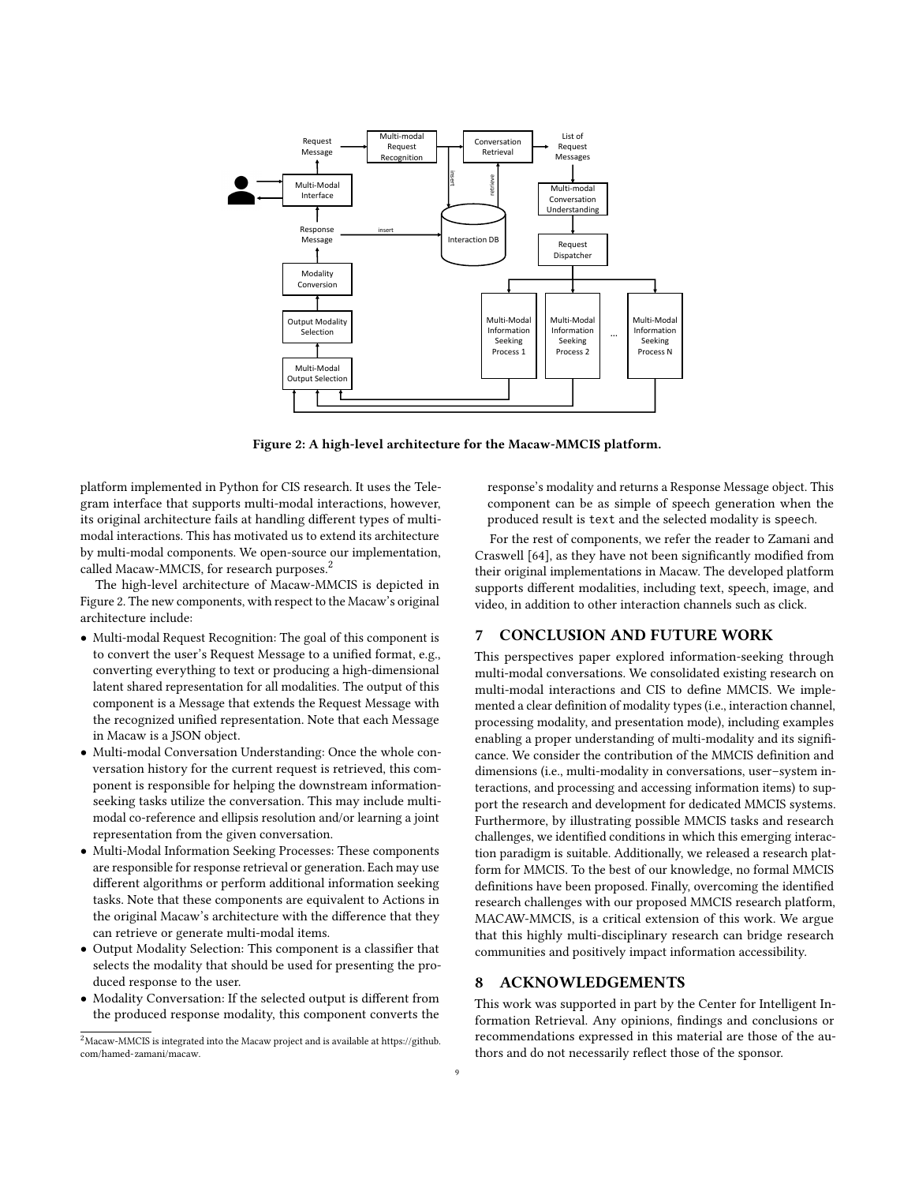Figure 2: A high-level architecture for the Macaw-MMCIS platform.

platform implemented in Python for CIS research. It uses the Telegram interface that supports multi-modal interactions, however, its original architecture fails at handling different types of multi-modal interactions. This has motivated us to extend its architecture by multi-modal components. We open-source our implementation, called Macaw-MMCIS, for research purposes.[2]

The high-level architecture of Macaw-MMCIS is depicted in Figure 2. The new components, with respect to the Macaw's original architecture include:

- Multi-modal Request Recognition: The goal of this component is to convert the user's Request Message to a unified format, e.g., converting everything to text or producing a high-dimensional latent shared representation for all modalities. The output of this component is a Message that extends the Request Message with the recognized unified representation. Note that each Message in Macaw is a JSON object.
- Multi-modal Conversation Understanding: Once the whole conversation history for the current request is retrieved, this component is responsible for helping the downstream information-seeking tasks utilize the conversation. This may include multi-modal co-reference and ellipsis resolution and/or learning a joint representation from the given conversation.
- Multi-Modal Information Seeking Processes: These components are responsible for response retrieval or generation. Each may use different algorithms or perform additional information seeking tasks. Note that these components are equivalent to Actions in the original Macaw's architecture with the difference that they can retrieve or generate multi-modal items.
- Output Modality Selection: This component is a classifier that selects the modality that should be used for presenting the produced response to the user.
- Modality Conversation: If the selected output is different from the produced response modality, this component converts the response's modality and returns a Response Message object. This component can be as simple of speech generation when the produced result is `text` and the selected modality is `speech`.

For the rest of components, we refer the reader to Zamani and Craswell [64], as they have not been significantly modified from their original implementations in Macaw. The developed platform supports different modalities, including text, speech, image, and video, in addition to other interaction channels such as click.

## 7 CONCLUSION AND FUTURE WORK

This perspectives paper explored information-seeking through multi-modal conversations. We consolidated existing research on multi-modal interactions and CIS to define MMCIS. We implemented a clear definition of modality types (i.e., interaction channel, processing modality, and presentation mode), including examples enabling a proper understanding of multi-modality and its significance. We consider the contribution of the MMCIS definition and dimensions (i.e., multi-modality in conversations, user–system interactions, and processing and accessing information items) to support the research and development for dedicated MMCIS systems. Furthermore, by illustrating possible MMCIS tasks and research challenges, we identified conditions in which this emerging interaction paradigm is suitable. Additionally, we released a research platform for MMCIS. To the best of our knowledge, no formal MMCIS definitions have been proposed. Finally, overcoming the identified research challenges with our proposed MMCIS research platform, MACAW-MMCIS, is a critical extension of this work. We argue that this highly multi-disciplinary research can bridge research communities and positively impact information accessibility.

## 8 ACKNOWLEDGEMENTS

This work was supported in part by the Center for Intelligent Information Retrieval. Any opinions, findings and conclusions or recommendations expressed in this material are those of the authors and do not necessarily reflect those of the sponsor.

[2] Macaw-MMCIS is integrated into the Macaw project and is available at https://github.com/hamed-zamani/macaw.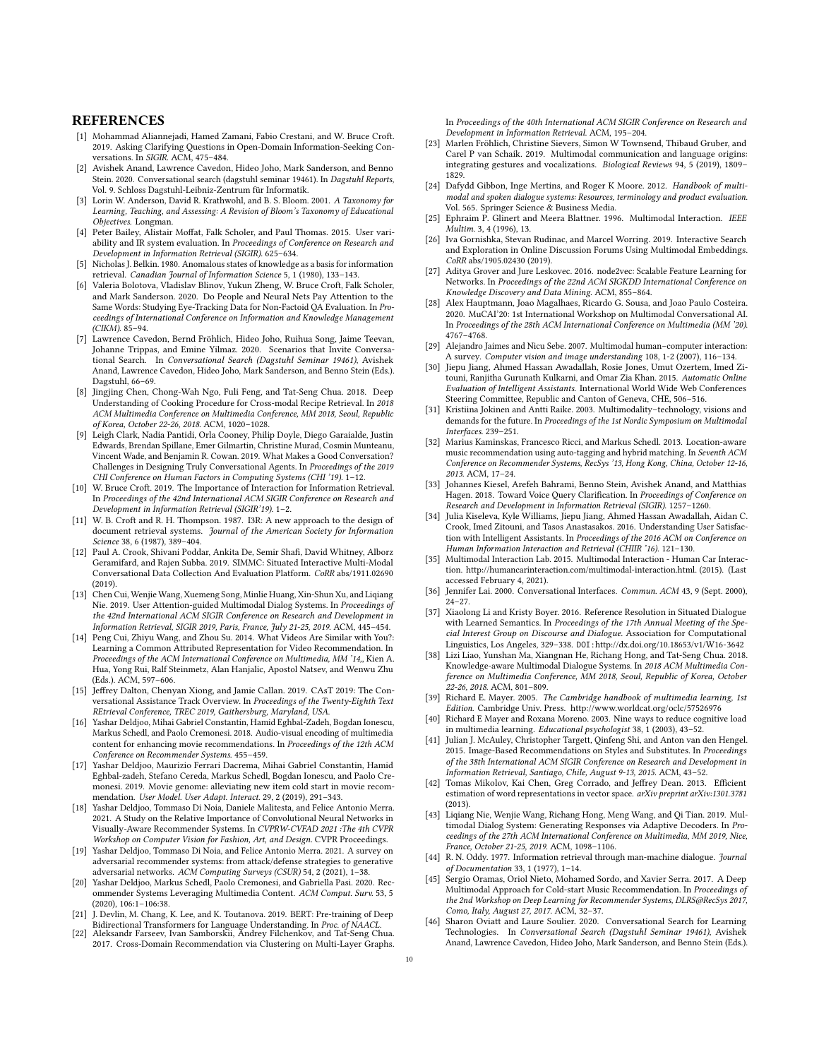## REFERENCES

[1] Mohammad Aliannejadi, Hamed Zamani, Fabio Crestani, and W. Bruce Croft. 2019. Asking Clarifying Questions in Open-Domain Information-Seeking Conversations. In *SIGIR*. ACM, 475–484.

[2] Avishek Anand, Lawrence Cavedon, Hideo Joho, Mark Sanderson, and Benno Stein. 2020. Conversational search (dagstuhl seminar 19461). In *Dagstuhl Reports*, Vol. 9. Schloss Dagstuhl-Leibniz-Zentrum für Informatik.

[3] Lorin W. Anderson, David R. Krathwohl, and B. S. Bloom. 2001. *A Taxonomy for Learning, Teaching, and Assessing: A Revision of Bloom's Taxonomy of Educational Objectives*. Longman.

[4] Peter Bailey, Alistair Moffat, Falk Scholer, and Paul Thomas. 2015. User variability and IR system evaluation. In *Proceedings of Conference on Research and Development in Information Retrieval (SIGIR)*. 625–634.

[5] Nicholas J. Belkin. 1980. Anomalous states of knowledge as a basis for information retrieval. *Canadian Journal of Information Science* 5, 1 (1980), 133–143.

[6] Valeria Bolotova, Vladislav Blinov, Yukun Zheng, W. Bruce Croft, Falk Scholer, and Mark Sanderson. 2020. Do People and Neural Nets Pay Attention to the Same Words: Studying Eye-Tracking Data for Non-Factoid QA Evaluation. In *Proceedings of International Conference on Information and Knowledge Management (CIKM)*. 85–94.

[7] Lawrence Cavedon, Bernd Fröhlich, Hideo Joho, Ruihua Song, Jaime Teevan, Johanne Trippas, and Emine Yilmaz. 2020. Scenarios that Invite Conversational Search. In *Conversational Search (Dagstuhl Seminar 19461)*, Avishek Anand, Lawrence Cavedon, Hideo Joho, Mark Sanderson, and Benno Stein (Eds.). Dagstuhl, 66–69.

[8] Jingjing Chen, Chong-Wah Ngo, Fuli Feng, and Tat-Seng Chua. 2018. Deep Understanding of Cooking Procedure for Cross-modal Recipe Retrieval. In *2018 ACM Multimedia Conference on Multimedia Conference, MM 2018, Seoul, Republic of Korea, October 22-26, 2018*. ACM, 1020–1028.

[9] Leigh Clark, Nadia Pantidi, Orla Cooney, Philip Doyle, Diego Garaialde, Justin Edwards, Brendan Spillane, Emer Gilmartin, Christine Murad, Cosmin Munteanu, Vincent Wade, and Benjamin R. Cowan. 2019. What Makes a Good Conversation? Challenges in Designing Truly Conversational Agents. In *Proceedings of the 2019 CHI Conference on Human Factors in Computing Systems (CHI '19)*. 1–12.

[10] W. Bruce Croft. 2019. The Importance of Interaction for Information Retrieval. In *Proceedings of the 42nd International ACM SIGIR Conference on Research and Development in Information Retrieval (SIGIR'19)*. 1–2.

[11] W. B. Croft and R. H. Thompson. 1987. I3R: A new approach to the design of document retrieval systems. *Journal of the American Society for Information Science* 38, 6 (1987), 389–404.

[12] Paul A. Crook, Shivani Poddar, Ankita De, Semir Shafi, David Whitney, Alborz Geramifard, and Rajen Subba. 2019. SIMMC: Situated Interactive Multi-Modal Conversational Data Collection And Evaluation Platform. *CoRR* abs/1911.02690 (2019).

[13] Chen Cui, Wenjie Wang, Xuemeng Song, Minlie Huang, Xin-Shun Xu, and Liqiang Nie. 2019. User Attention-guided Multimodal Dialog Systems. In *Proceedings of the 42nd International ACM SIGIR Conference on Research and Development in Information Retrieval, SIGIR 2019, Paris, France, July 21-25, 2019*. ACM, 445–454.

[14] Peng Cui, Zhiyu Wang, and Zhou Su. 2014. What Videos Are Similar with You?: Learning a Common Attributed Representation for Video Recommendation. In *Proceedings of the ACM International Conference on Multimedia, MM '14,*, Kien A. Hua, Yong Rui, Ralf Steinmetz, Alan Hanjalic, Apostol Natsev, and Wenwu Zhu (Eds.). ACM, 597–606.

[15] Jeffrey Dalton, Chenyan Xiong, and Jamie Callan. 2019. CAsT 2019: The Conversational Assistance Track Overview. In *Proceedings of the Twenty-Eighth Text REtrieval Conference, TREC 2019, Gaithersburg, Maryland, USA*.

[16] Yashar Deldjoo, Mihai Gabriel Constantin, Hamid Eghbal-Zadeh, Bogdan Ionescu, Markus Schedl, and Paolo Cremonesi. 2018. Audio-visual encoding of multimedia content for enhancing movie recommendations. In *Proceedings of the 12th ACM Conference on Recommender Systems*. 455–459.

[17] Yashar Deldjoo, Maurizio Ferrari Dacrema, Mihai Gabriel Constantin, Hamid Eghbal-zadeh, Stefano Cereda, Markus Schedl, Bogdan Ionescu, and Paolo Cremonesi. 2019. Movie genome: alleviating new item cold start in movie recommendation. *User Model. User Adapt. Interact.* 29, 2 (2019), 291–343.

[18] Yashar Deldjoo, Tommaso Di Noia, Daniele Malitesta, and Felice Antonio Merra. 2021. A Study on the Relative Importance of Convolutional Neural Networks in Visually-Aware Recommender Systems. In *CVPRW-CVFAD 2021 :The 4th CVPR Workshop on Computer Vision for Fashion, Art, and Design*. CVPR Proceedings.

[19] Yashar Deldjoo, Tommaso Di Noia, and Felice Antonio Merra. 2021. A survey on adversarial recommender systems: from attack/defense strategies to generative adversarial networks. *ACM Computing Surveys (CSUR)* 54, 2 (2021), 1–38.

[20] Yashar Deldjoo, Markus Schedl, Paolo Cremonesi, and Gabriella Pasi. 2020. Recommender Systems Leveraging Multimedia Content. *ACM Comput. Surv.* 53, 5 (2020), 106:1–106:38.

[21] J. Devlin, M. Chang, K. Lee, and K. Toutanova. 2019. BERT: Pre-training of Deep Bidirectional Transformers for Language Understanding. In *Proc. of NAACL*.

[22] Aleksandr Farseev, Ivan Samborskii, Andrey Filchenkov, and Tat-Seng Chua. 2017. Cross-Domain Recommendation via Clustering on Multi-Layer Graphs. In *Proceedings of the 40th International ACM SIGIR Conference on Research and Development in Information Retrieval*. ACM, 195–204.

[23] Marlen Fröhlich, Christine Sievers, Simon W Townsend, Thibaud Gruber, and Carel P van Schaik. 2019. Multimodal communication and language origins: integrating gestures and vocalizations. *Biological Reviews* 94, 5 (2019), 1809–1829.

[24] Dafydd Gibbon, Inge Mertins, and Roger K Moore. 2012. *Handbook of multimodal and spoken dialogue systems: Resources, terminology and product evaluation*. Vol. 565. Springer Science & Business Media.

[25] Ephraim P. Glinert and Meera Blattner. 1996. Multimodal Interaction. *IEEE Multim.* 3, 4 (1996), 13.

[26] Iva Gornishka, Stevan Rudinac, and Marcel Worring. 2019. Interactive Search and Exploration in Online Discussion Forums Using Multimodal Embeddings. *CoRR* abs/1905.02430 (2019).

[27] Aditya Grover and Jure Leskovec. 2016. node2vec: Scalable Feature Learning for Networks. In *Proceedings of the 22nd ACM SIGKDD International Conference on Knowledge Discovery and Data Mining*. ACM, 855–864.

[28] Alex Hauptmann, Joao Magalhaes, Ricardo G. Sousa, and Joao Paulo Costeira. 2020. MuCAI'20: 1st International Workshop on Multimodal Conversational AI. In *Proceedings of the 28th ACM International Conference on Multimedia (MM '20)*. 4767–4768.

[29] Alejandro Jaimes and Nicu Sebe. 2007. Multimodal human–computer interaction: A survey. *Computer vision and image understanding* 108, 1-2 (2007), 116–134.

[30] Jiepu Jiang, Ahmed Hassan Awadallah, Rosie Jones, Umut Ozertem, Imed Zitouni, Ranjitha Gurunath Kulkarni, and Omar Zia Khan. 2015. *Automatic Online Evaluation of Intelligent Assistants*. International World Wide Web Conferences Steering Committee, Republic and Canton of Geneva, CHE, 506–516.

[31] Kristiina Jokinen and Antti Raike. 2003. Multimodality–technology, visions and demands for the future. In *Proceedings of the 1st Nordic Symposium on Multimodal Interfaces*. 239–251.

[32] Marius Kaminskas, Francesco Ricci, and Markus Schedl. 2013. Location-aware music recommendation using auto-tagging and hybrid matching. In *Seventh ACM Conference on Recommender Systems, RecSys '13, Hong Kong, China, October 12-16, 2013*. ACM, 17–24.

[33] Johannes Kiesel, Arefeh Bahrami, Benno Stein, Avishek Anand, and Matthias Hagen. 2018. Toward Voice Query Clarification. In *Proceedings of Conference on Research and Development in Information Retrieval (SIGIR)*. 1257–1260.

[34] Julia Kiseleva, Kyle Williams, Jiepu Jiang, Ahmed Hassan Awadallah, Aidan C. Crook, Imed Zitouni, and Tasos Anastasakos. 2016. Understanding User Satisfaction with Intelligent Assistants. In *Proceedings of the 2016 ACM on Conference on Human Information Interaction and Retrieval (CHIIR '16)*. 121–130.

[35] Multimodal Interaction Lab. 2015. Multimodal Interaction - Human Car Interaction. http://humancarinteraction.com/multimodal-interaction.html. (2015). (Last accessed February 4, 2021).

[36] Jennifer Lai. 2000. Conversational Interfaces. *Commun. ACM* 43, 9 (Sept. 2000), 24–27.

[37] Xiaolong Li and Kristy Boyer. 2016. Reference Resolution in Situated Dialogue with Learned Semantics. In *Proceedings of the 17th Annual Meeting of the Special Interest Group on Discourse and Dialogue*. Association for Computational Linguistics, Los Angeles, 329–338. DOI: http://dx.doi.org/10.18653/v1/W16-3642

[38] Lizi Liao, Yunshan Ma, Xiangnan He, Richang Hong, and Tat-Seng Chua. 2018. Knowledge-aware Multimodal Dialogue Systems. In *2018 ACM Multimedia Conference on Multimedia Conference, MM 2018, Seoul, Republic of Korea, October 22-26, 2018*. ACM, 801–809.

[39] Richard E. Mayer. 2005. *The Cambridge handbook of multimedia learning, 1st Edition*. Cambridge Univ. Press. http://www.worldcat.org/oclc/57526976

[40] Richard E Mayer and Roxana Moreno. 2003. Nine ways to reduce cognitive load in multimedia learning. *Educational psychologist* 38, 1 (2003), 43–52.

[41] Julian J. McAuley, Christopher Targett, Qinfeng Shi, and Anton van den Hengel. 2015. Image-Based Recommendations on Styles and Substitutes. In *Proceedings of the 38th International ACM SIGIR Conference on Research and Development in Information Retrieval, Santiago, Chile, August 9-13, 2015*. ACM, 43–52.

[42] Tomas Mikolov, Kai Chen, Greg Corrado, and Jeffrey Dean. 2013. Efficient estimation of word representations in vector space. *arXiv preprint arXiv:1301.3781* (2013).

[43] Liqiang Nie, Wenjie Wang, Richang Hong, Meng Wang, and Qi Tian. 2019. Multimodal Dialog System: Generating Responses via Adaptive Decoders. In *Proceedings of the 27th ACM International Conference on Multimedia, MM 2019, Nice, France, October 21-25, 2019*. ACM, 1098–1106.

[44] R. N. Oddy. 1977. Information retrieval through man-machine dialogue. *Journal of Documentation* 33, 1 (1977), 1–14.

[45] Sergio Oramas, Oriol Nieto, Mohamed Sordo, and Xavier Serra. 2017. A Deep Multimodal Approach for Cold-start Music Recommendation. In *Proceedings of the 2nd Workshop on Deep Learning for Recommender Systems, DLRS@RecSys 2017, Como, Italy, August 27, 2017*. ACM, 32–37.

[46] Sharon Oviatt and Laure Soulier. 2020. Conversational Search for Learning Technologies. In *Conversational Search (Dagstuhl Seminar 19461)*, Avishek Anand, Lawrence Cavedon, Hideo Joho, Mark Sanderson, and Benno Stein (Eds.).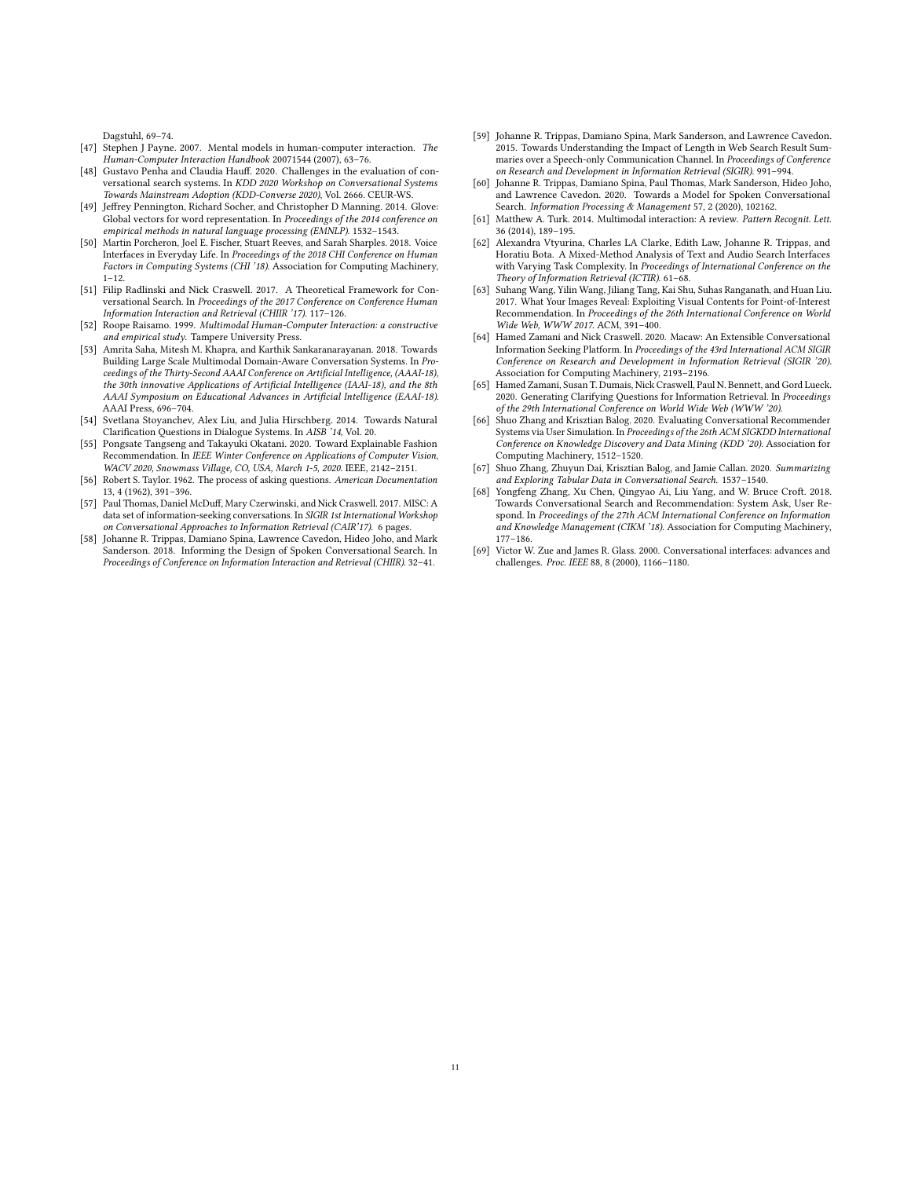Dagstuhl, 69–74.

- [47] Stephen J Payne. 2007. Mental models in human-computer interaction. *The Human-Computer Interaction Handbook* 20071544 (2007), 63–76.
- [48] Gustavo Penha and Claudia Hauff. 2020. Challenges in the evaluation of conversational search systems. In *KDD 2020 Workshop on Conversational Systems Towards Mainstream Adoption (KDD-Converse 2020)*, Vol. 2666. CEUR-WS.
- [49] Jeffrey Pennington, Richard Socher, and Christopher D Manning. 2014. Glove: Global vectors for word representation. In *Proceedings of the 2014 conference on empirical methods in natural language processing (EMNLP)*. 1532–1543.
- [50] Martin Porcheron, Joel E. Fischer, Stuart Reeves, and Sarah Sharples. 2018. Voice Interfaces in Everyday Life. In *Proceedings of the 2018 CHI Conference on Human Factors in Computing Systems (CHI '18)*. Association for Computing Machinery, 1–12.
- [51] Filip Radlinski and Nick Craswell. 2017. A Theoretical Framework for Conversational Search. In *Proceedings of the 2017 Conference on Conference Human Information Interaction and Retrieval (CHIIR '17)*. 117–126.
- [52] Roope Raisamo. 1999. *Multimodal Human-Computer Interaction: a constructive and empirical study.* Tampere University Press.
- [53] Amrita Saha, Mitesh M. Khapra, and Karthik Sankaranarayanan. 2018. Towards Building Large Scale Multimodal Domain-Aware Conversation Systems. In *Proceedings of the Thirty-Second AAAI Conference on Artificial Intelligence, (AAAI-18), the 30th innovative Applications of Artificial Intelligence (IAAI-18), and the 8th AAAI Symposium on Educational Advances in Artificial Intelligence (EAAI-18)*. AAAI Press, 696–704.
- [54] Svetlana Stoyanchev, Alex Liu, and Julia Hirschberg. 2014. Towards Natural Clarification Questions in Dialogue Systems. In *AISB '14*, Vol. 20.
- [55] Pongsate Tangseng and Takayuki Okatani. 2020. Toward Explainable Fashion Recommendation. In *IEEE Winter Conference on Applications of Computer Vision, WACV 2020, Snowmass Village, CO, USA, March 1-5, 2020*. IEEE, 2142–2151.
- [56] Robert S. Taylor. 1962. The process of asking questions. *American Documentation* 13, 4 (1962), 391–396.
- [57] Paul Thomas, Daniel McDuff, Mary Czerwinski, and Nick Craswell. 2017. MISC: A data set of information-seeking conversations. In *SIGIR 1st International Workshop on Conversational Approaches to Information Retrieval (CAIR'17)*. 6 pages.
- [58] Johanne R. Trippas, Damiano Spina, Lawrence Cavedon, Hideo Joho, and Mark Sanderson. 2018. Informing the Design of Spoken Conversational Search. In *Proceedings of Conference on Information Interaction and Retrieval (CHIIR)*. 32–41.
- [59] Johanne R. Trippas, Damiano Spina, Mark Sanderson, and Lawrence Cavedon. 2015. Towards Understanding the Impact of Length in Web Search Result Summaries over a Speech-only Communication Channel. In *Proceedings of Conference on Research and Development in Information Retrieval (SIGIR)*. 991–994.
- [60] Johanne R. Trippas, Damiano Spina, Paul Thomas, Mark Sanderson, Hideo Joho, and Lawrence Cavedon. 2020. Towards a Model for Spoken Conversational Search. *Information Processing & Management* 57, 2 (2020), 102162.
- [61] Matthew A. Turk. 2014. Multimodal interaction: A review. *Pattern Recognit. Lett.* 36 (2014), 189–195.
- [62] Alexandra Vtyurina, Charles LA Clarke, Edith Law, Johanne R. Trippas, and Horatiu Bota. A Mixed-Method Analysis of Text and Audio Search Interfaces with Varying Task Complexity. In *Proceedings of International Conference on the Theory of Information Retrieval (ICTIR)*. 61–68.
- [63] Suhang Wang, Yilin Wang, Jiliang Tang, Kai Shu, Suhas Ranganath, and Huan Liu. 2017. What Your Images Reveal: Exploiting Visual Contents for Point-of-Interest Recommendation. In *Proceedings of the 26th International Conference on World Wide Web, WWW 2017*. ACM, 391–400.
- [64] Hamed Zamani and Nick Craswell. 2020. Macaw: An Extensible Conversational Information Seeking Platform. In *Proceedings of the 43rd International ACM SIGIR Conference on Research and Development in Information Retrieval (SIGIR '20)*. Association for Computing Machinery, 2193–2196.
- [65] Hamed Zamani, Susan T. Dumais, Nick Craswell, Paul N. Bennett, and Gord Lueck. 2020. Generating Clarifying Questions for Information Retrieval. In *Proceedings of the 29th International Conference on World Wide Web (WWW '20)*.
- [66] Shuo Zhang and Krisztian Balog. 2020. Evaluating Conversational Recommender Systems via User Simulation. In *Proceedings of the 26th ACM SIGKDD International Conference on Knowledge Discovery and Data Mining (KDD '20)*. Association for Computing Machinery, 1512–1520.
- [67] Shuo Zhang, Zhuyun Dai, Krisztian Balog, and Jamie Callan. 2020. *Summarizing and Exploring Tabular Data in Conversational Search.* 1537–1540.
- [68] Yongfeng Zhang, Xu Chen, Qingyao Ai, Liu Yang, and W. Bruce Croft. 2018. Towards Conversational Search and Recommendation: System Ask, User Respond. In *Proceedings of the 27th ACM International Conference on Information and Knowledge Management (CIKM '18)*. Association for Computing Machinery, 177–186.
- [69] Victor W. Zue and James R. Glass. 2000. Conversational interfaces: advances and challenges. *Proc. IEEE* 88, 8 (2000), 1166–1180.